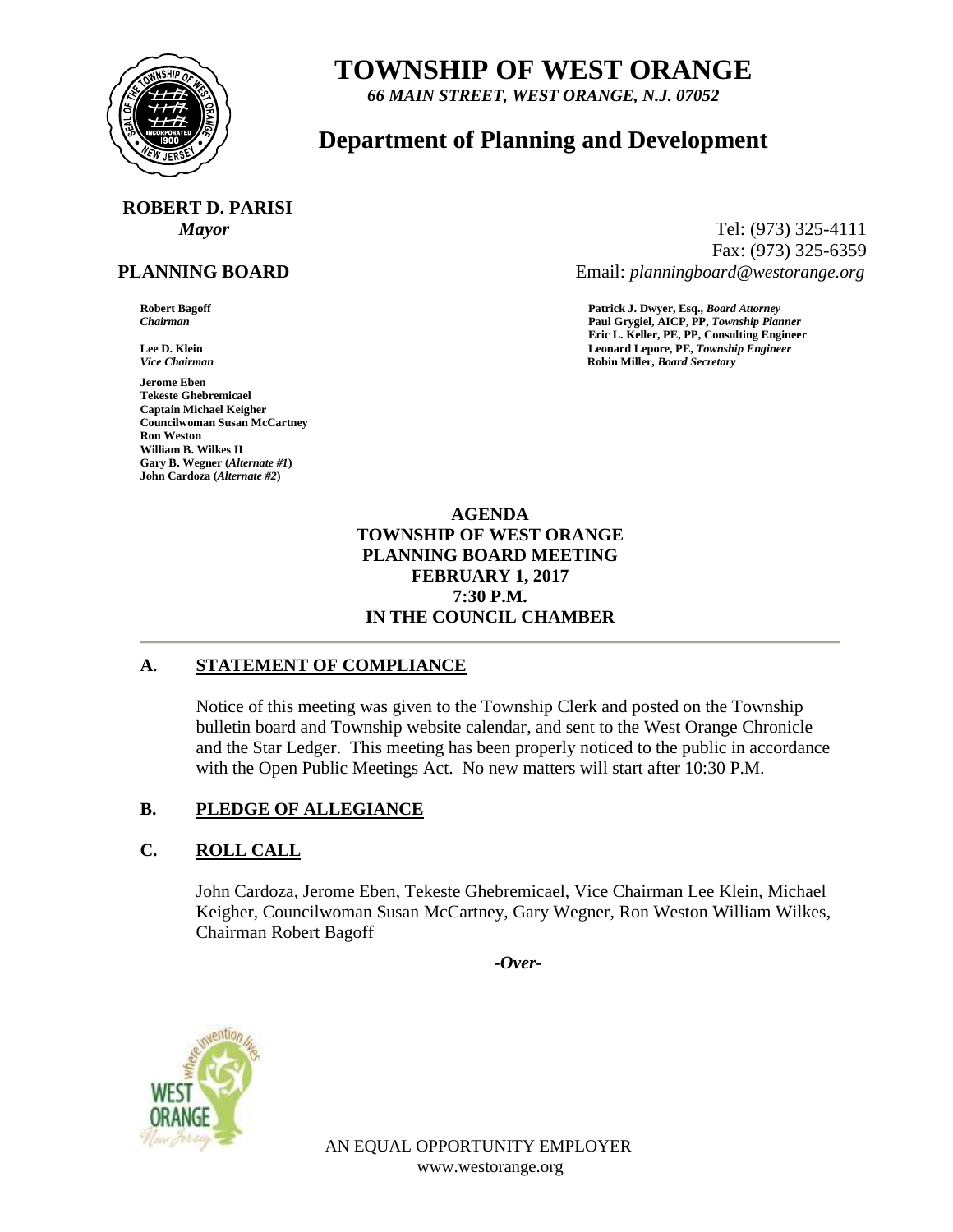# TOWNSHIP OF WEST ORANGE

*66 MAIN STREET, WEST ORANGE, N.J. 07052*

## Department of Planning and Development

**ROBERT D. PARISI**
***Mayor***

Tel: (973) 325-4111
Fax: (973) 325-6359
Email: *planningboard@westorange.org*

**PLANNING BOARD**

**Robert Bagoff**
***Chairman***

**Lee D. Klein**
***Vice Chairman***

**Jerome Eben**
**Tekeste Ghebremicael**
**Captain Michael Keigher**
**Councilwoman Susan McCartney**
**Ron Weston**
**William B. Wilkes II**
**Gary B. Wegner (*Alternate #1*)**
**John Cardoza (*Alternate #2*)**

**Patrick J. Dwyer, Esq., *Board Attorney***
**Paul Grygiel, AICP, PP, *Township Planner***
**Eric L. Keller, PE, PP, Consulting Engineer**
**Leonard Lepore, PE, *Township Engineer***
**Robin Miller, *Board Secretary***

**AGENDA**
**TOWNSHIP OF WEST ORANGE**
**PLANNING BOARD MEETING**
**FEBRUARY 1, 2017**
**7:30 P.M.**
**IN THE COUNCIL CHAMBER**

---

### A. STATEMENT OF COMPLIANCE

Notice of this meeting was given to the Township Clerk and posted on the Township bulletin board and Township website calendar, and sent to the West Orange Chronicle and the Star Ledger. This meeting has been properly noticed to the public in accordance with the Open Public Meetings Act. No new matters will start after 10:30 P.M.

### B. PLEDGE OF ALLEGIANCE

### C. ROLL CALL

John Cardoza, Jerome Eben, Tekeste Ghebremicael, Vice Chairman Lee Klein, Michael Keigher, Councilwoman Susan McCartney, Gary Wegner, Ron Weston William Wilkes, Chairman Robert Bagoff

*-Over-*

AN EQUAL OPPORTUNITY EMPLOYER
www.westorange.org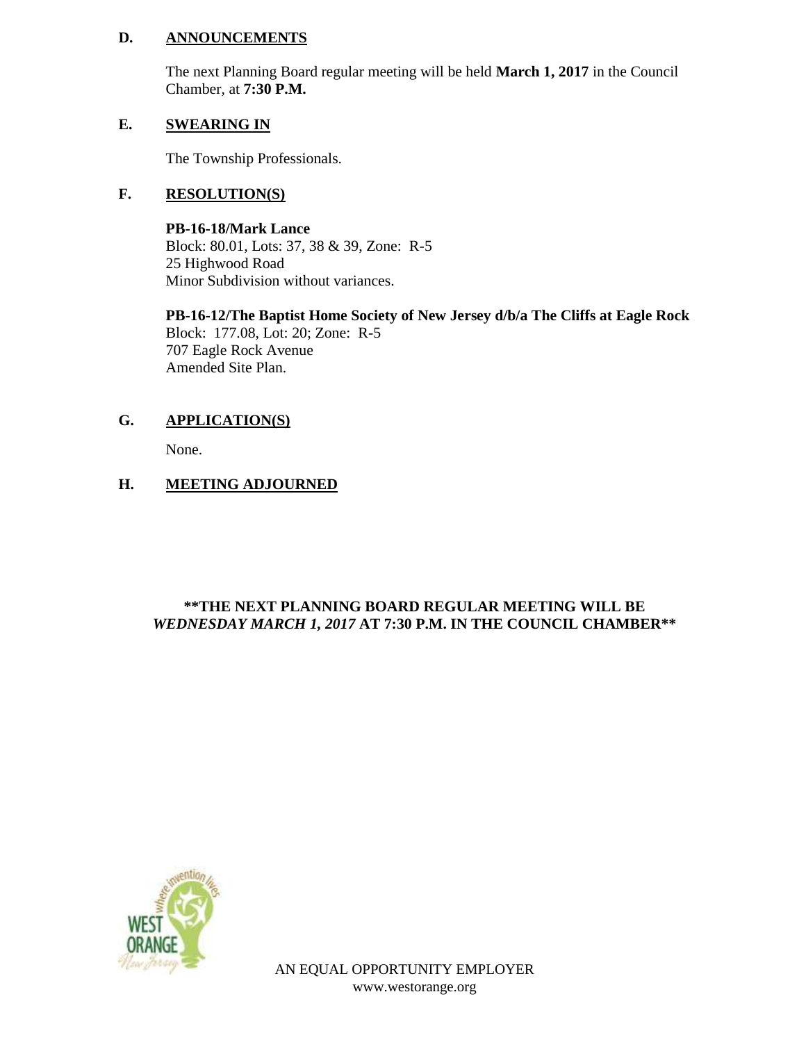## D. ANNOUNCEMENTS

The next Planning Board regular meeting will be held **March 1, 2017** in the Council Chamber, at **7:30 P.M.**

## E. SWEARING IN

The Township Professionals.

## F. RESOLUTION(S)

**PB-16-18/Mark Lance**
Block: 80.01, Lots: 37, 38 & 39, Zone: R-5
25 Highwood Road
Minor Subdivision without variances.

**PB-16-12/The Baptist Home Society of New Jersey d/b/a The Cliffs at Eagle Rock**
Block: 177.08, Lot: 20; Zone: R-5
707 Eagle Rock Avenue
Amended Site Plan.

## G. APPLICATION(S)

None.

## H. MEETING ADJOURNED

**\*\*THE NEXT PLANNING BOARD REGULAR MEETING WILL BE *WEDNESDAY MARCH 1, 2017* AT 7:30 P.M. IN THE COUNCIL CHAMBER\*\***

AN EQUAL OPPORTUNITY EMPLOYER
www.westorange.org